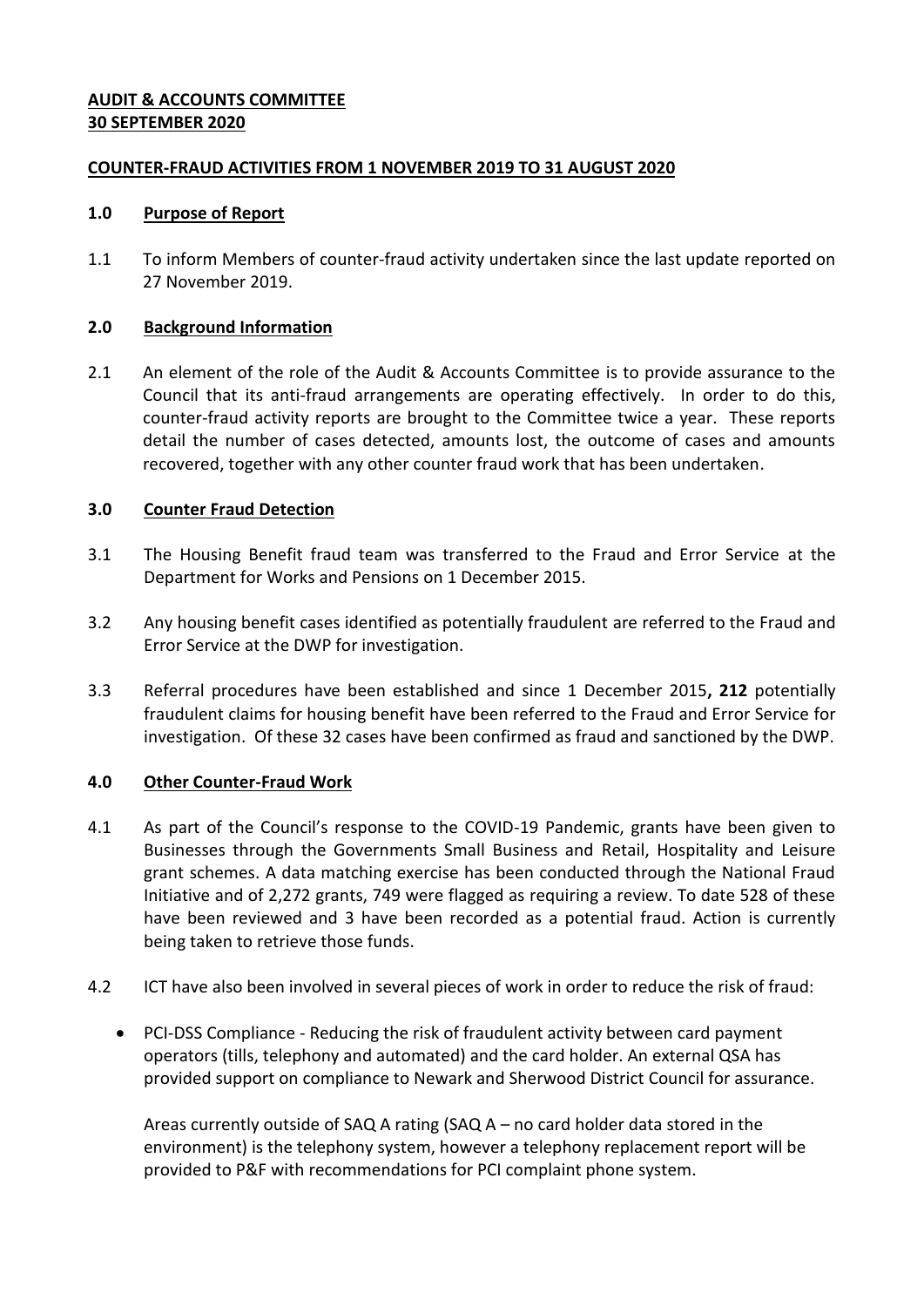**AUDIT & ACCOUNTS COMMITTEE**
**30 SEPTEMBER 2020**

**COUNTER-FRAUD ACTIVITIES FROM 1 NOVEMBER 2019 TO 31 AUGUST 2020**

## 1.0 Purpose of Report

1.1 To inform Members of counter-fraud activity undertaken since the last update reported on 27 November 2019.

## 2.0 Background Information

2.1 An element of the role of the Audit & Accounts Committee is to provide assurance to the Council that its anti-fraud arrangements are operating effectively. In order to do this, counter-fraud activity reports are brought to the Committee twice a year. These reports detail the number of cases detected, amounts lost, the outcome of cases and amounts recovered, together with any other counter fraud work that has been undertaken.

## 3.0 Counter Fraud Detection

3.1 The Housing Benefit fraud team was transferred to the Fraud and Error Service at the Department for Works and Pensions on 1 December 2015.

3.2 Any housing benefit cases identified as potentially fraudulent are referred to the Fraud and Error Service at the DWP for investigation.

3.3 Referral procedures have been established and since 1 December 2015**, 212** potentially fraudulent claims for housing benefit have been referred to the Fraud and Error Service for investigation. Of these 32 cases have been confirmed as fraud and sanctioned by the DWP.

## 4.0 Other Counter-Fraud Work

4.1 As part of the Council's response to the COVID-19 Pandemic, grants have been given to Businesses through the Governments Small Business and Retail, Hospitality and Leisure grant schemes. A data matching exercise has been conducted through the National Fraud Initiative and of 2,272 grants, 749 were flagged as requiring a review. To date 528 of these have been reviewed and 3 have been recorded as a potential fraud. Action is currently being taken to retrieve those funds.

4.2 ICT have also been involved in several pieces of work in order to reduce the risk of fraud:

- PCI-DSS Compliance - Reducing the risk of fraudulent activity between card payment operators (tills, telephony and automated) and the card holder. An external QSA has provided support on compliance to Newark and Sherwood District Council for assurance.

  Areas currently outside of SAQ A rating (SAQ A – no card holder data stored in the environment) is the telephony system, however a telephony replacement report will be provided to P&F with recommendations for PCI complaint phone system.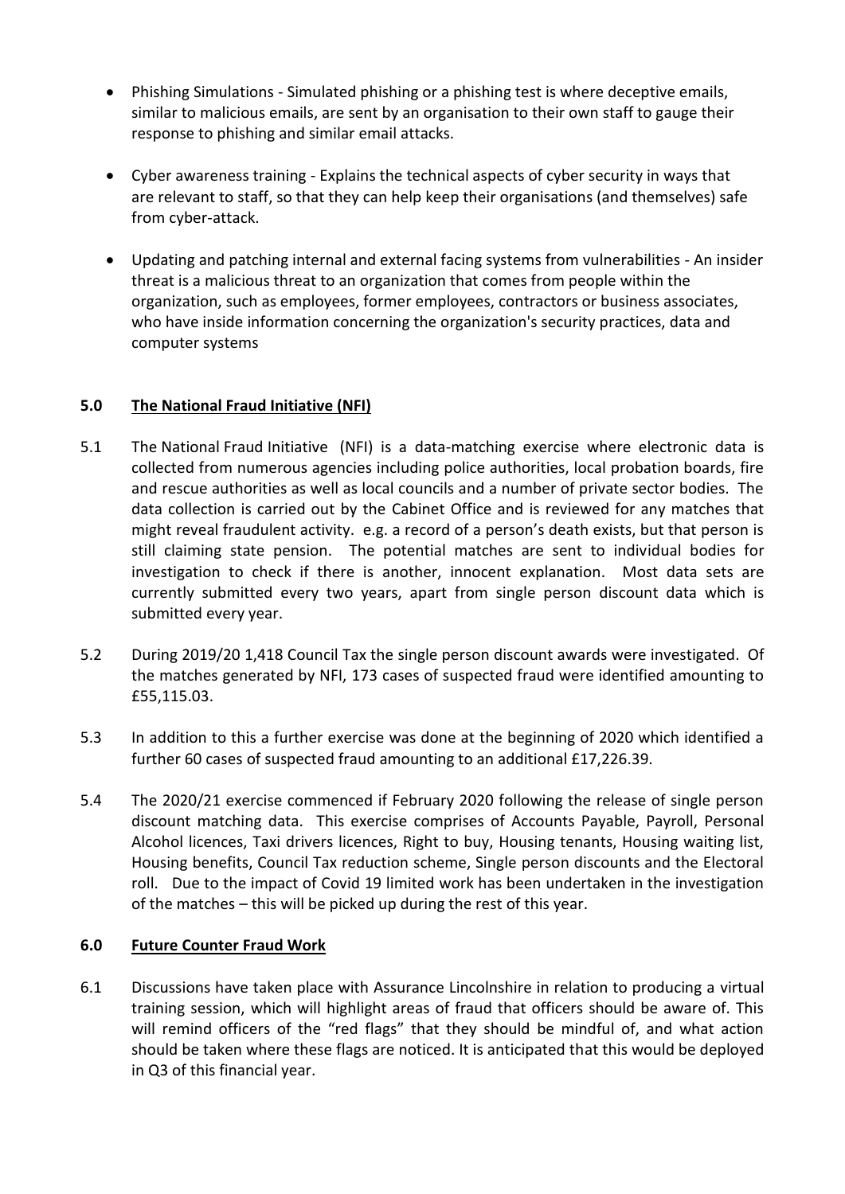- Phishing Simulations - Simulated phishing or a phishing test is where deceptive emails, similar to malicious emails, are sent by an organisation to their own staff to gauge their response to phishing and similar email attacks.

- Cyber awareness training - Explains the technical aspects of cyber security in ways that are relevant to staff, so that they can help keep their organisations (and themselves) safe from cyber-attack.

- Updating and patching internal and external facing systems from vulnerabilities - An insider threat is a malicious threat to an organization that comes from people within the organization, such as employees, former employees, contractors or business associates, who have inside information concerning the organization's security practices, data and computer systems

## 5.0 The National Fraud Initiative (NFI)

5.1 The National Fraud Initiative (NFI) is a data-matching exercise where electronic data is collected from numerous agencies including police authorities, local probation boards, fire and rescue authorities as well as local councils and a number of private sector bodies. The data collection is carried out by the Cabinet Office and is reviewed for any matches that might reveal fraudulent activity. e.g. a record of a person's death exists, but that person is still claiming state pension. The potential matches are sent to individual bodies for investigation to check if there is another, innocent explanation. Most data sets are currently submitted every two years, apart from single person discount data which is submitted every year.

5.2 During 2019/20 1,418 Council Tax the single person discount awards were investigated. Of the matches generated by NFI, 173 cases of suspected fraud were identified amounting to £55,115.03.

5.3 In addition to this a further exercise was done at the beginning of 2020 which identified a further 60 cases of suspected fraud amounting to an additional £17,226.39.

5.4 The 2020/21 exercise commenced if February 2020 following the release of single person discount matching data. This exercise comprises of Accounts Payable, Payroll, Personal Alcohol licences, Taxi drivers licences, Right to buy, Housing tenants, Housing waiting list, Housing benefits, Council Tax reduction scheme, Single person discounts and the Electoral roll. Due to the impact of Covid 19 limited work has been undertaken in the investigation of the matches – this will be picked up during the rest of this year.

## 6.0 Future Counter Fraud Work

6.1 Discussions have taken place with Assurance Lincolnshire in relation to producing a virtual training session, which will highlight areas of fraud that officers should be aware of. This will remind officers of the "red flags" that they should be mindful of, and what action should be taken where these flags are noticed. It is anticipated that this would be deployed in Q3 of this financial year.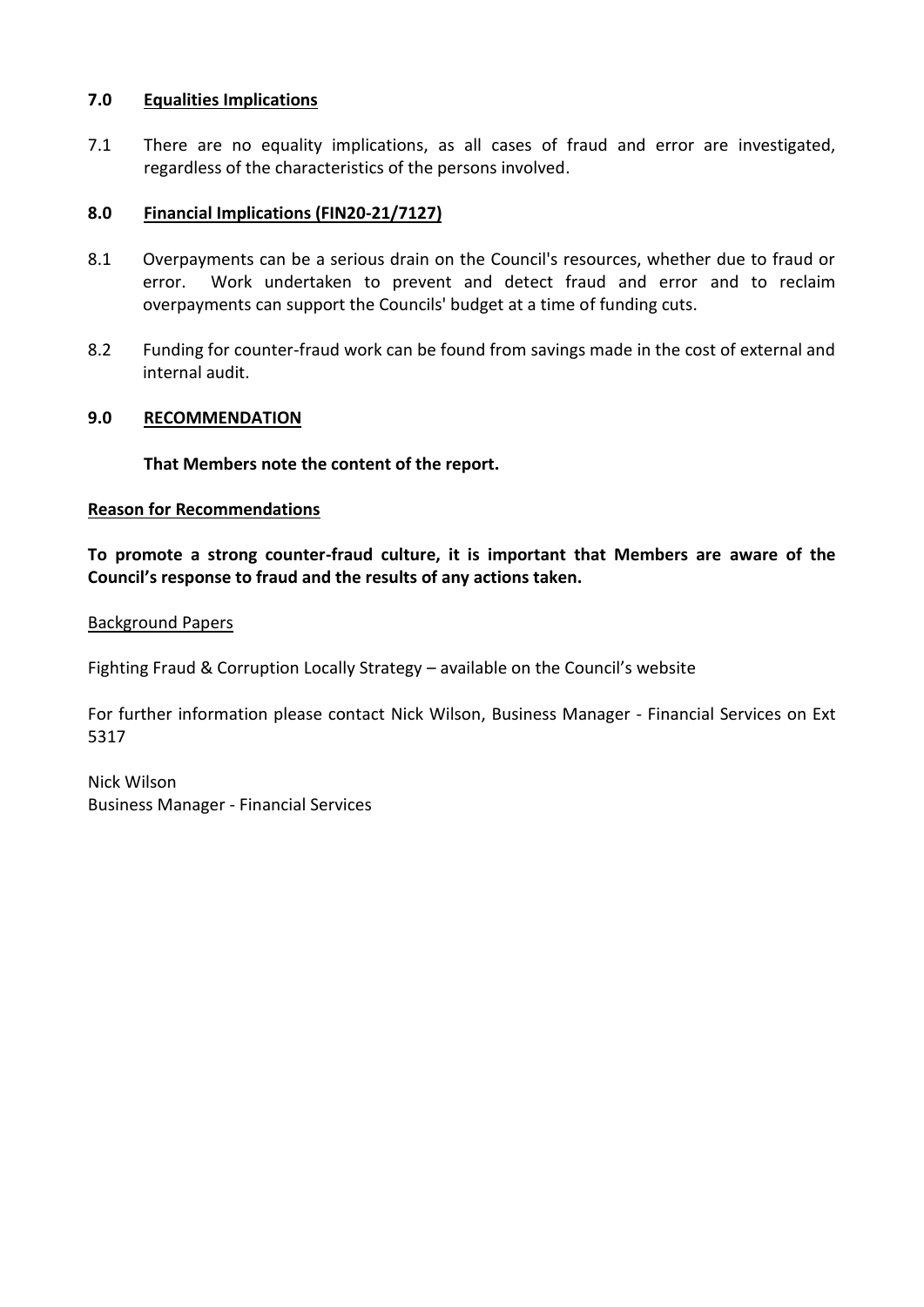## 7.0 Equalities Implications

7.1 There are no equality implications, as all cases of fraud and error are investigated, regardless of the characteristics of the persons involved.

## 8.0 Financial Implications (FIN20-21/7127)

8.1 Overpayments can be a serious drain on the Council's resources, whether due to fraud or error. Work undertaken to prevent and detect fraud and error and to reclaim overpayments can support the Councils' budget at a time of funding cuts.

8.2 Funding for counter-fraud work can be found from savings made in the cost of external and internal audit.

## 9.0 RECOMMENDATION

**That Members note the content of the report.**

**Reason for Recommendations**

**To promote a strong counter-fraud culture, it is important that Members are aware of the Council's response to fraud and the results of any actions taken.**

Background Papers

Fighting Fraud & Corruption Locally Strategy – available on the Council's website

For further information please contact Nick Wilson, Business Manager - Financial Services on Ext 5317

Nick Wilson
Business Manager - Financial Services